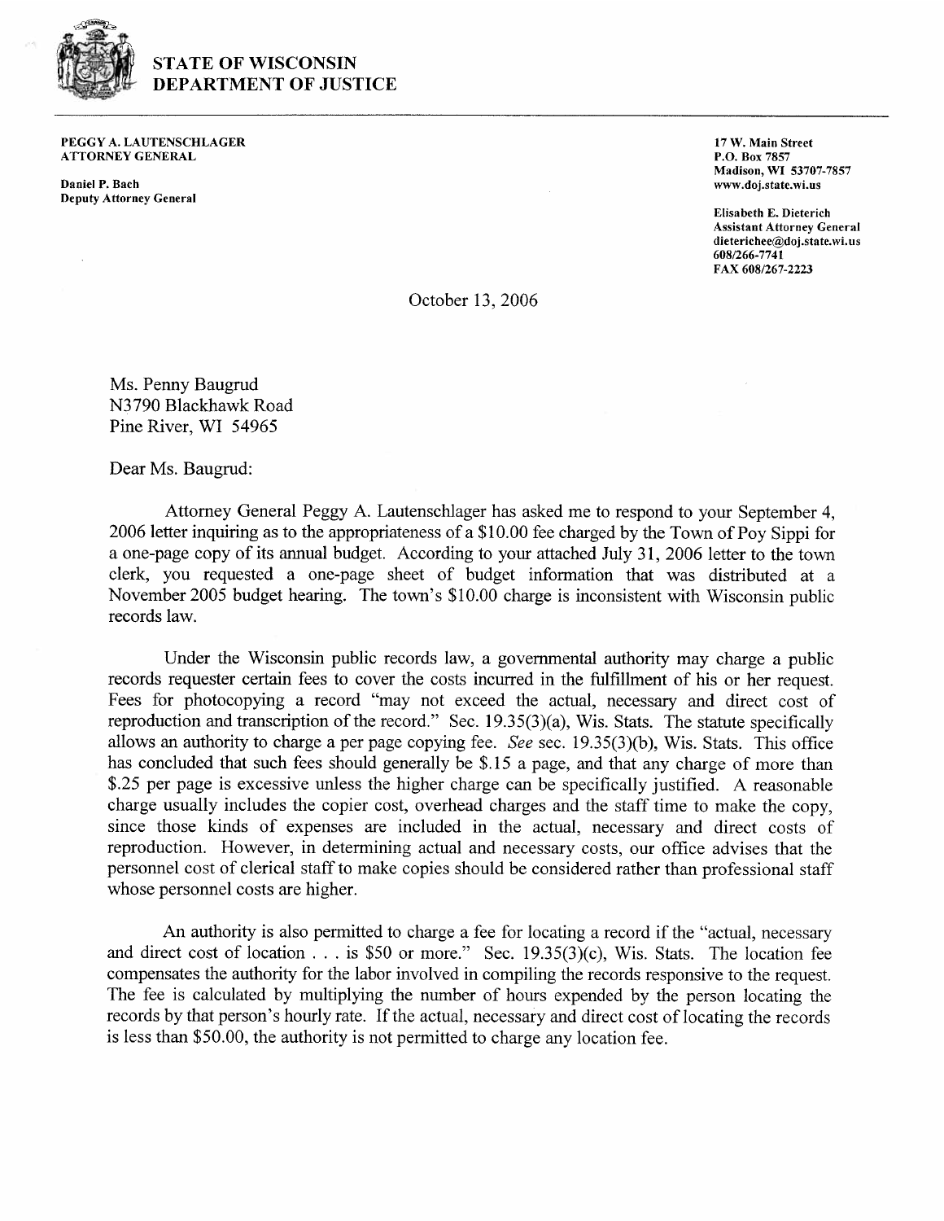# STATE OF WISCONSIN
# DEPARTMENT OF JUSTICE

**PEGGY A. LAUTENSCHLAGER**
**ATTORNEY GENERAL**

**Daniel P. Bach**
**Deputy Attorney General**

**17 W. Main Street**
**P.O. Box 7857**
**Madison, WI 53707-7857**
**www.doj.state.wi.us**

**Elisabeth E. Dieterich**
**Assistant Attorney General**
**dieterichee@doj.state.wi.us**
**608/266-7741**
**FAX 608/267-2223**

October 13, 2006

Ms. Penny Baugrud
N3790 Blackhawk Road
Pine River, WI 54965

Dear Ms. Baugrud:

Attorney General Peggy A. Lautenschlager has asked me to respond to your September 4, 2006 letter inquiring as to the appropriateness of a $10.00 fee charged by the Town of Poy Sippi for a one-page copy of its annual budget. According to your attached July 31, 2006 letter to the town clerk, you requested a one-page sheet of budget information that was distributed at a November 2005 budget hearing. The town's $10.00 charge is inconsistent with Wisconsin public records law.

Under the Wisconsin public records law, a governmental authority may charge a public records requester certain fees to cover the costs incurred in the fulfillment of his or her request. Fees for photocopying a record "may not exceed the actual, necessary and direct cost of reproduction and transcription of the record." Sec. 19.35(3)(a), Wis. Stats. The statute specifically allows an authority to charge a per page copying fee. *See* sec. 19.35(3)(b), Wis. Stats. This office has concluded that such fees should generally be $.15 a page, and that any charge of more than $.25 per page is excessive unless the higher charge can be specifically justified. A reasonable charge usually includes the copier cost, overhead charges and the staff time to make the copy, since those kinds of expenses are included in the actual, necessary and direct costs of reproduction. However, in determining actual and necessary costs, our office advises that the personnel cost of clerical staff to make copies should be considered rather than professional staff whose personnel costs are higher.

An authority is also permitted to charge a fee for locating a record if the "actual, necessary and direct cost of location . . . is $50 or more." Sec. 19.35(3)(c), Wis. Stats. The location fee compensates the authority for the labor involved in compiling the records responsive to the request. The fee is calculated by multiplying the number of hours expended by the person locating the records by that person's hourly rate. If the actual, necessary and direct cost of locating the records is less than $50.00, the authority is not permitted to charge any location fee.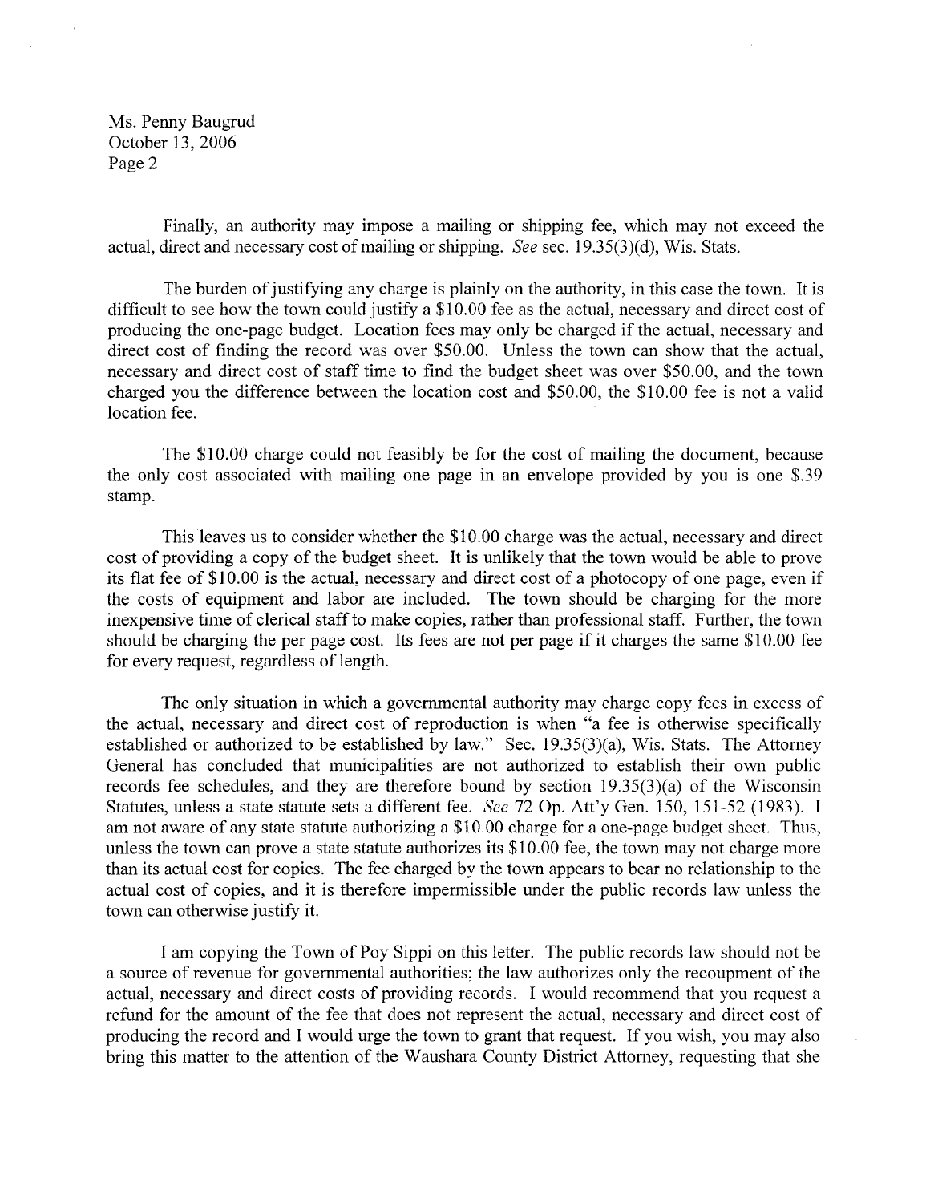Finally, an authority may impose a mailing or shipping fee, which may not exceed the actual, direct and necessary cost of mailing or shipping. *See* sec. 19.35(3)(d), Wis. Stats.

The burden of justifying any charge is plainly on the authority, in this case the town. It is difficult to see how the town could justify a $10.00 fee as the actual, necessary and direct cost of producing the one-page budget. Location fees may only be charged if the actual, necessary and direct cost of finding the record was over $50.00. Unless the town can show that the actual, necessary and direct cost of staff time to find the budget sheet was over $50.00, and the town charged you the difference between the location cost and $50.00, the $10.00 fee is not a valid location fee.

The $10.00 charge could not feasibly be for the cost of mailing the document, because the only cost associated with mailing one page in an envelope provided by you is one $.39 stamp.

This leaves us to consider whether the $10.00 charge was the actual, necessary and direct cost of providing a copy of the budget sheet. It is unlikely that the town would be able to prove its flat fee of $10.00 is the actual, necessary and direct cost of a photocopy of one page, even if the costs of equipment and labor are included. The town should be charging for the more inexpensive time of clerical staff to make copies, rather than professional staff. Further, the town should be charging the per page cost. Its fees are not per page if it charges the same $10.00 fee for every request, regardless of length.

The only situation in which a governmental authority may charge copy fees in excess of the actual, necessary and direct cost of reproduction is when "a fee is otherwise specifically established or authorized to be established by law." Sec. 19.35(3)(a), Wis. Stats. The Attorney General has concluded that municipalities are not authorized to establish their own public records fee schedules, and they are therefore bound by section 19.35(3)(a) of the Wisconsin Statutes, unless a state statute sets a different fee. *See* 72 Op. Att'y Gen. 150, 151-52 (1983). I am not aware of any state statute authorizing a $10.00 charge for a one-page budget sheet. Thus, unless the town can prove a state statute authorizes its $10.00 fee, the town may not charge more than its actual cost for copies. The fee charged by the town appears to bear no relationship to the actual cost of copies, and it is therefore impermissible under the public records law unless the town can otherwise justify it.

I am copying the Town of Poy Sippi on this letter. The public records law should not be a source of revenue for governmental authorities; the law authorizes only the recoupment of the actual, necessary and direct costs of providing records. I would recommend that you request a refund for the amount of the fee that does not represent the actual, necessary and direct cost of producing the record and I would urge the town to grant that request. If you wish, you may also bring this matter to the attention of the Waushara County District Attorney, requesting that she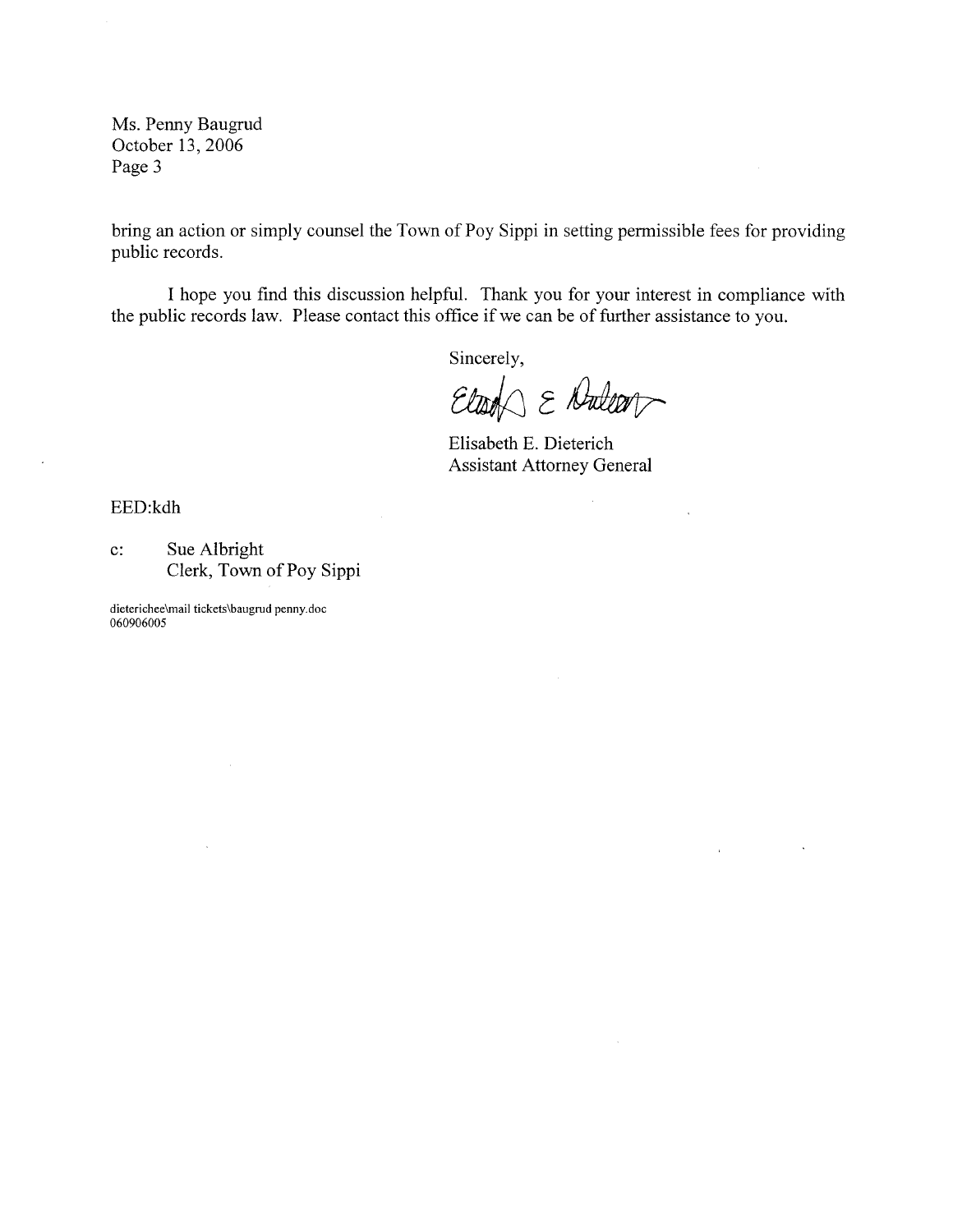Ms. Penny Baugrud
October 13, 2006
Page 3

bring an action or simply counsel the Town of Poy Sippi in setting permissible fees for providing public records.

I hope you find this discussion helpful. Thank you for your interest in compliance with the public records law. Please contact this office if we can be of further assistance to you.

Sincerely,

Elisabeth E. Dieterich
Assistant Attorney General

EED:kdh

c: Sue Albright
Clerk, Town of Poy Sippi

dieterichee\mail tickets\baugrud penny.doc
060906005